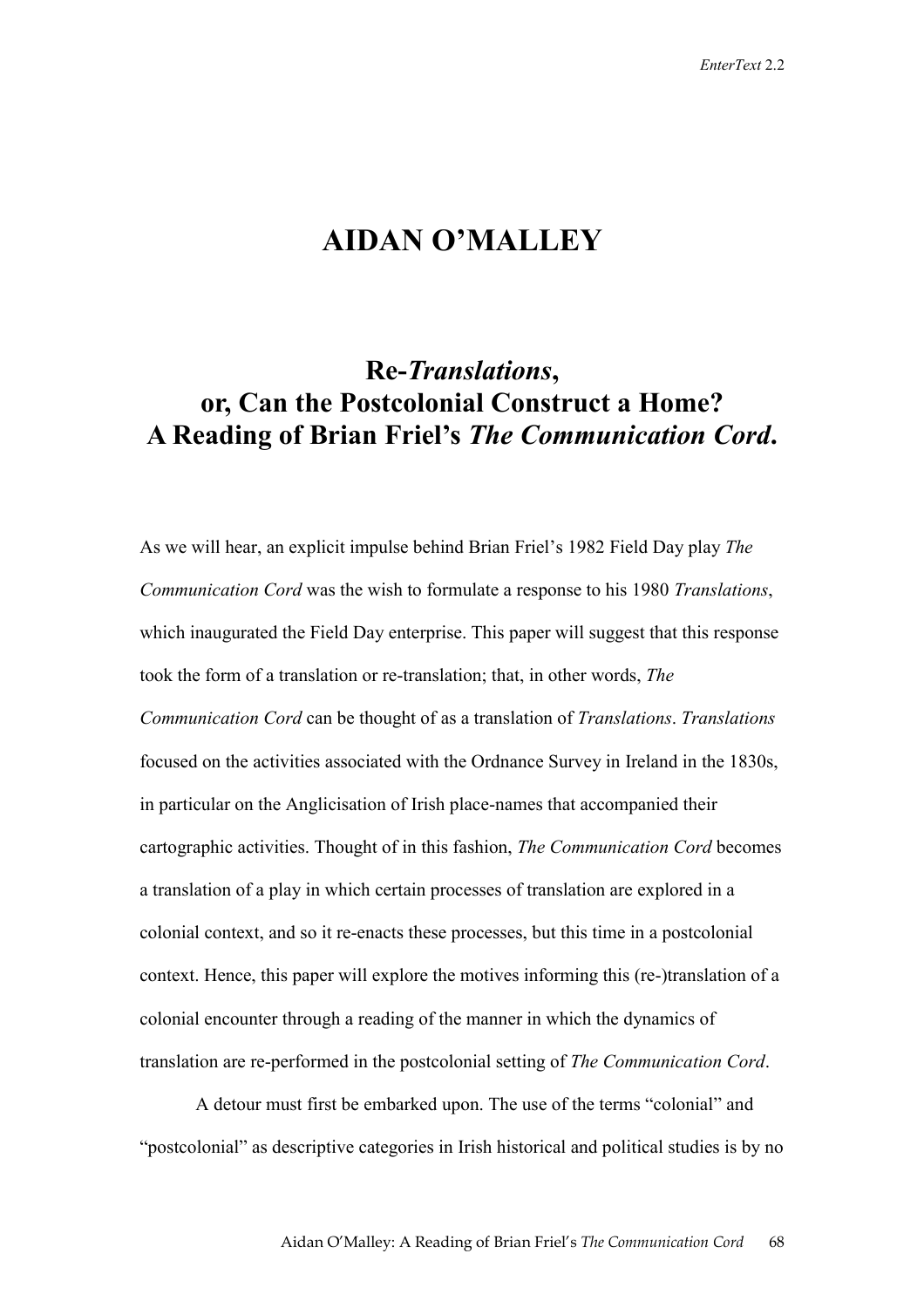# AIDAN O'MALLEY

## Re-*Translations*, or, Can the Postcolonial Construct a Home? A Reading of Brian Friel's *The Communication Cord*.

As we will hear, an explicit impulse behind Brian Friel's 1982 Field Day play *The Communication Cord* was the wish to formulate a response to his 1980 *Translations*, which inaugurated the Field Day enterprise. This paper will suggest that this response took the form of a translation or re-translation; that, in other words, *The Communication Cord* can be thought of as a translation of *Translations*. *Translations* focused on the activities associated with the Ordnance Survey in Ireland in the 1830s, in particular on the Anglicisation of Irish place-names that accompanied their cartographic activities. Thought of in this fashion, *The Communication Cord* becomes a translation of a play in which certain processes of translation are explored in a colonial context, and so it re-enacts these processes, but this time in a postcolonial context. Hence, this paper will explore the motives informing this (re-)translation of a colonial encounter through a reading of the manner in which the dynamics of translation are re-performed in the postcolonial setting of *The Communication Cord*.

A detour must first be embarked upon. The use of the terms "colonial" and "postcolonial" as descriptive categories in Irish historical and political studies is by no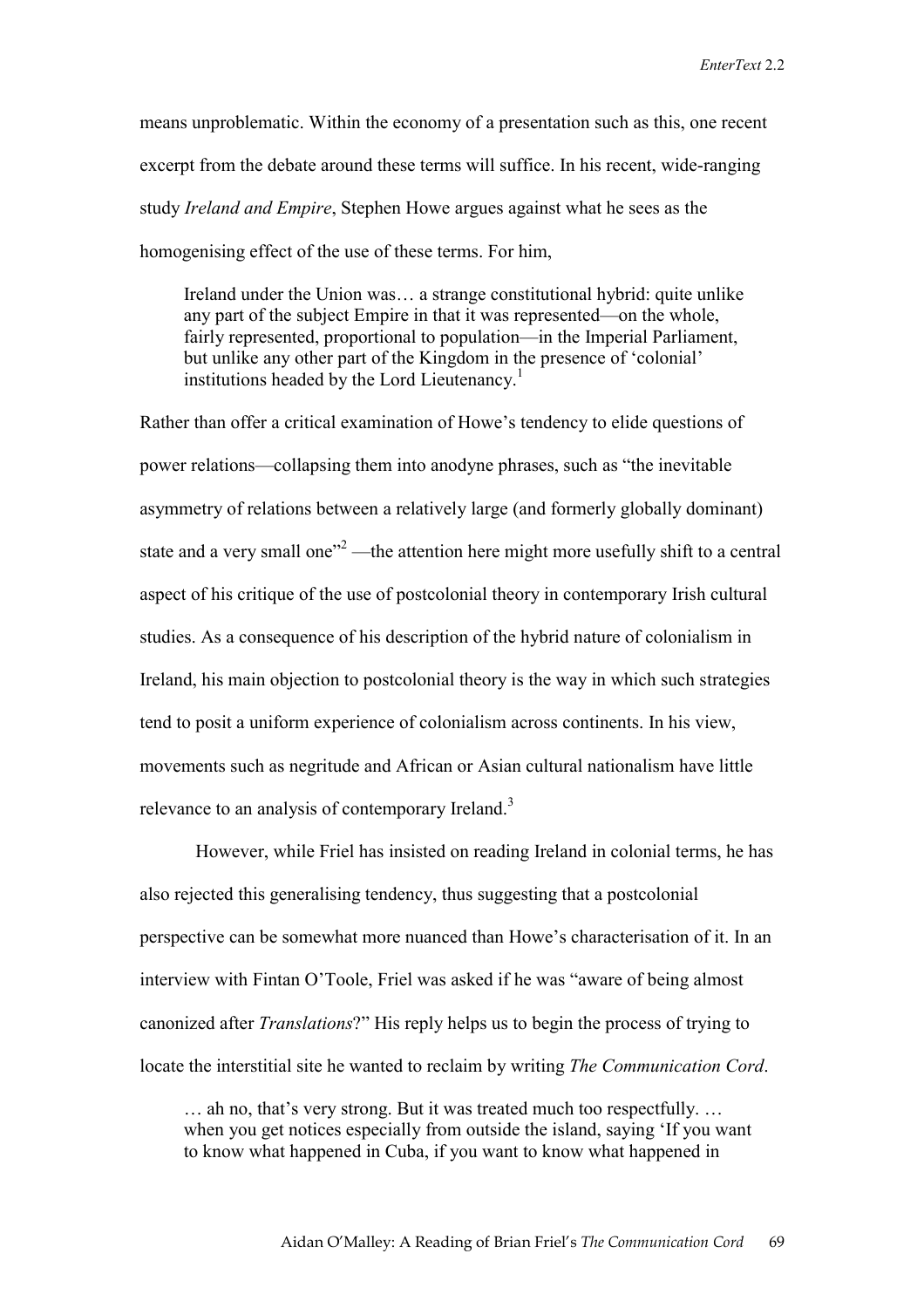means unproblematic. Within the economy of a presentation such as this, one recent excerpt from the debate around these terms will suffice. In his recent, wide-ranging study *Ireland and Empire*, Stephen Howe argues against what he sees as the homogenising effect of the use of these terms. For him,

> Ireland under the Union was… a strange constitutional hybrid: quite unlike any part of the subject Empire in that it was represented—on the whole, fairly represented, proportional to population—in the Imperial Parliament, but unlike any other part of the Kingdom in the presence of 'colonial' institutions headed by the Lord Lieutenancy.[1]

Rather than offer a critical examination of Howe's tendency to elide questions of power relations—collapsing them into anodyne phrases, such as "the inevitable asymmetry of relations between a relatively large (and formerly globally dominant) state and a very small one"[2] —the attention here might more usefully shift to a central aspect of his critique of the use of postcolonial theory in contemporary Irish cultural studies. As a consequence of his description of the hybrid nature of colonialism in Ireland, his main objection to postcolonial theory is the way in which such strategies tend to posit a uniform experience of colonialism across continents. In his view, movements such as negritude and African or Asian cultural nationalism have little relevance to an analysis of contemporary Ireland.[3]

However, while Friel has insisted on reading Ireland in colonial terms, he has also rejected this generalising tendency, thus suggesting that a postcolonial perspective can be somewhat more nuanced than Howe's characterisation of it. In an interview with Fintan O'Toole, Friel was asked if he was "aware of being almost canonized after *Translations*?" His reply helps us to begin the process of trying to locate the interstitial site he wanted to reclaim by writing *The Communication Cord*.

> … ah no, that's very strong. But it was treated much too respectfully. … when you get notices especially from outside the island, saying 'If you want to know what happened in Cuba, if you want to know what happened in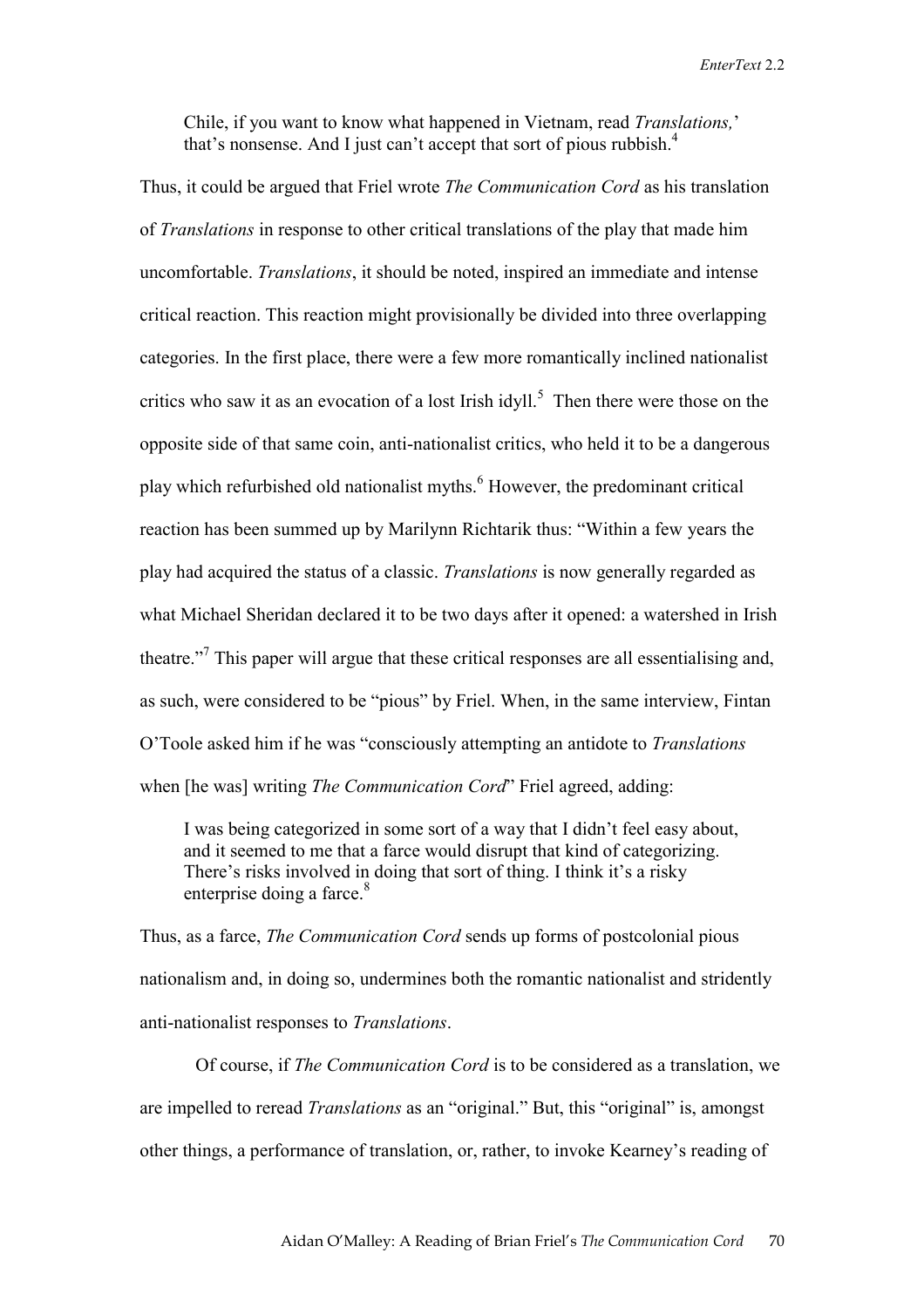> Chile, if you want to know what happened in Vietnam, read *Translations,*' that's nonsense. And I just can't accept that sort of pious rubbish.[4]

Thus, it could be argued that Friel wrote *The Communication Cord* as his translation of *Translations* in response to other critical translations of the play that made him uncomfortable. *Translations*, it should be noted, inspired an immediate and intense critical reaction. This reaction might provisionally be divided into three overlapping categories. In the first place, there were a few more romantically inclined nationalist critics who saw it as an evocation of a lost Irish idyll.[5] Then there were those on the opposite side of that same coin, anti-nationalist critics, who held it to be a dangerous play which refurbished old nationalist myths.[6] However, the predominant critical reaction has been summed up by Marilynn Richtarik thus: "Within a few years the play had acquired the status of a classic. *Translations* is now generally regarded as what Michael Sheridan declared it to be two days after it opened: a watershed in Irish theatre."[7] This paper will argue that these critical responses are all essentialising and, as such, were considered to be "pious" by Friel. When, in the same interview, Fintan O'Toole asked him if he was "consciously attempting an antidote to *Translations* when [he was] writing *The Communication Cord*" Friel agreed, adding:

> I was being categorized in some sort of a way that I didn't feel easy about, and it seemed to me that a farce would disrupt that kind of categorizing. There's risks involved in doing that sort of thing. I think it's a risky enterprise doing a farce.[8]

Thus, as a farce, *The Communication Cord* sends up forms of postcolonial pious nationalism and, in doing so, undermines both the romantic nationalist and stridently anti-nationalist responses to *Translations*.

Of course, if *The Communication Cord* is to be considered as a translation, we are impelled to reread *Translations* as an "original." But, this "original" is, amongst other things, a performance of translation, or, rather, to invoke Kearney's reading of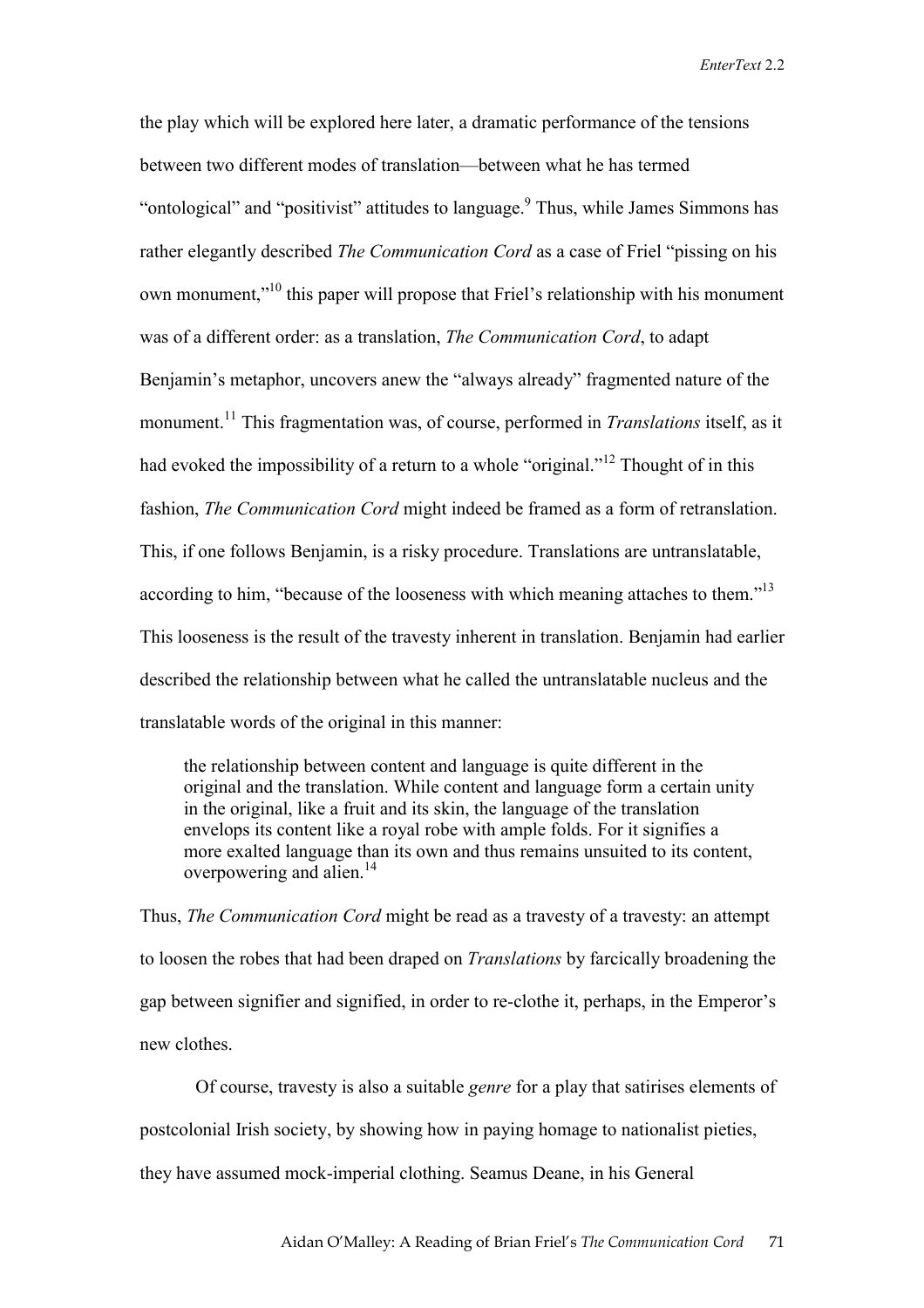the play which will be explored here later, a dramatic performance of the tensions between two different modes of translation—between what he has termed "ontological" and "positivist" attitudes to language.[9] Thus, while James Simmons has rather elegantly described *The Communication Cord* as a case of Friel "pissing on his own monument,"[10] this paper will propose that Friel's relationship with his monument was of a different order: as a translation, *The Communication Cord*, to adapt Benjamin's metaphor, uncovers anew the "always already" fragmented nature of the monument.[11] This fragmentation was, of course, performed in *Translations* itself, as it had evoked the impossibility of a return to a whole "original."[12] Thought of in this fashion, *The Communication Cord* might indeed be framed as a form of retranslation. This, if one follows Benjamin, is a risky procedure. Translations are untranslatable, according to him, "because of the looseness with which meaning attaches to them."[13] This looseness is the result of the travesty inherent in translation. Benjamin had earlier described the relationship between what he called the untranslatable nucleus and the translatable words of the original in this manner:

> the relationship between content and language is quite different in the original and the translation. While content and language form a certain unity in the original, like a fruit and its skin, the language of the translation envelops its content like a royal robe with ample folds. For it signifies a more exalted language than its own and thus remains unsuited to its content, overpowering and alien.[14]

Thus, *The Communication Cord* might be read as a travesty of a travesty: an attempt to loosen the robes that had been draped on *Translations* by farcically broadening the gap between signifier and signified, in order to re-clothe it, perhaps, in the Emperor's new clothes.

Of course, travesty is also a suitable *genre* for a play that satirises elements of postcolonial Irish society, by showing how in paying homage to nationalist pieties, they have assumed mock-imperial clothing. Seamus Deane, in his General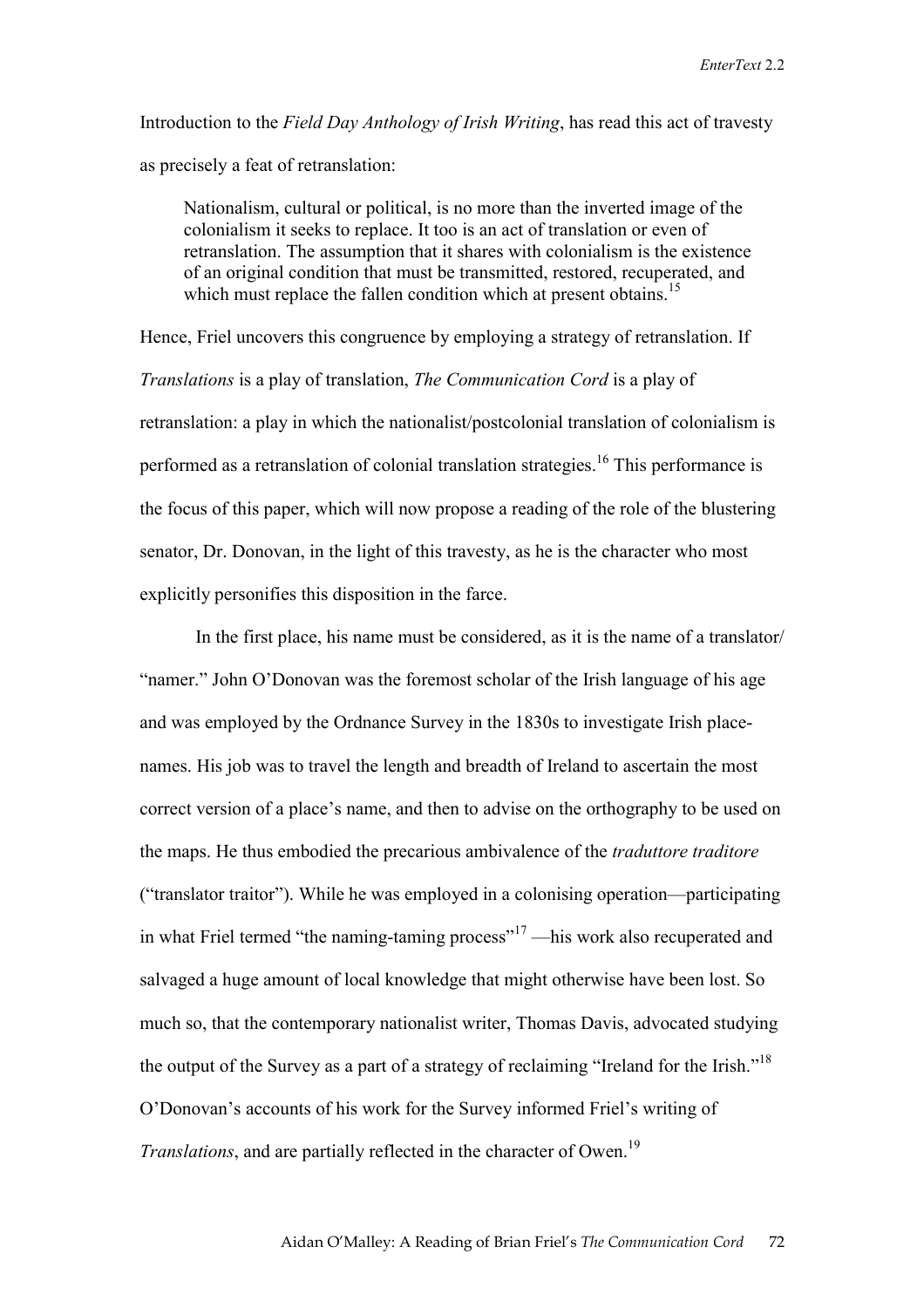Introduction to the *Field Day Anthology of Irish Writing*, has read this act of travesty as precisely a feat of retranslation:

> Nationalism, cultural or political, is no more than the inverted image of the colonialism it seeks to replace. It too is an act of translation or even of retranslation. The assumption that it shares with colonialism is the existence of an original condition that must be transmitted, restored, recuperated, and which must replace the fallen condition which at present obtains.[15]

Hence, Friel uncovers this congruence by employing a strategy of retranslation. If *Translations* is a play of translation, *The Communication Cord* is a play of retranslation: a play in which the nationalist/postcolonial translation of colonialism is performed as a retranslation of colonial translation strategies.[16] This performance is the focus of this paper, which will now propose a reading of the role of the blustering senator, Dr. Donovan, in the light of this travesty, as he is the character who most explicitly personifies this disposition in the farce.

In the first place, his name must be considered, as it is the name of a translator/ "namer." John O'Donovan was the foremost scholar of the Irish language of his age and was employed by the Ordnance Survey in the 1830s to investigate Irish place-names. His job was to travel the length and breadth of Ireland to ascertain the most correct version of a place's name, and then to advise on the orthography to be used on the maps. He thus embodied the precarious ambivalence of the *traduttore traditore* ("translator traitor"). While he was employed in a colonising operation—participating in what Friel termed "the naming-taming process"[17] —his work also recuperated and salvaged a huge amount of local knowledge that might otherwise have been lost. So much so, that the contemporary nationalist writer, Thomas Davis, advocated studying the output of the Survey as a part of a strategy of reclaiming "Ireland for the Irish."[18] O'Donovan's accounts of his work for the Survey informed Friel's writing of *Translations*, and are partially reflected in the character of Owen.[19]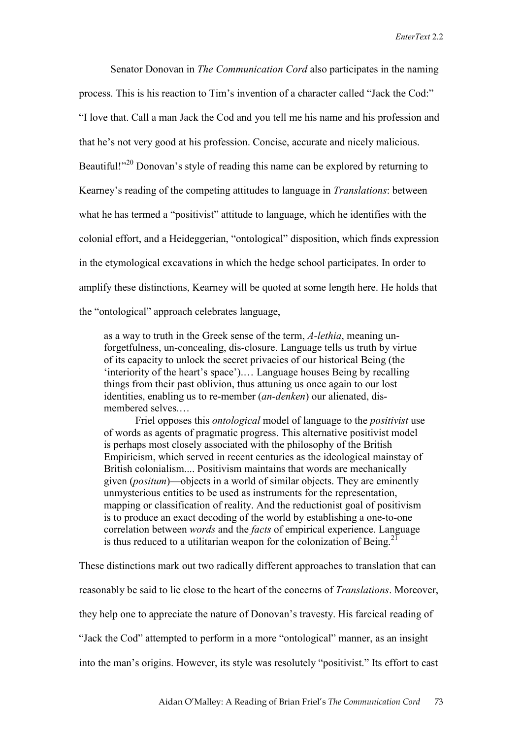Senator Donovan in *The Communication Cord* also participates in the naming process. This is his reaction to Tim's invention of a character called "Jack the Cod:" "I love that. Call a man Jack the Cod and you tell me his name and his profession and that he's not very good at his profession. Concise, accurate and nicely malicious. Beautiful!"[20] Donovan's style of reading this name can be explored by returning to Kearney's reading of the competing attitudes to language in *Translations*: between what he has termed a "positivist" attitude to language, which he identifies with the colonial effort, and a Heideggerian, "ontological" disposition, which finds expression in the etymological excavations in which the hedge school participates. In order to amplify these distinctions, Kearney will be quoted at some length here. He holds that the "ontological" approach celebrates language,

> as a way to truth in the Greek sense of the term, *A-lethia*, meaning un-forgetfulness, un-concealing, dis-closure. Language tells us truth by virtue of its capacity to unlock the secret privacies of our historical Being (the 'interiority of the heart's space').… Language houses Being by recalling things from their past oblivion, thus attuning us once again to our lost identities, enabling us to re-member (*an-denken*) our alienated, dis-membered selves.…
>
> Friel opposes this *ontological* model of language to the *positivist* use of words as agents of pragmatic progress. This alternative positivist model is perhaps most closely associated with the philosophy of the British Empiricism, which served in recent centuries as the ideological mainstay of British colonialism.... Positivism maintains that words are mechanically given (*positum*)—objects in a world of similar objects. They are eminently unmysterious entities to be used as instruments for the representation, mapping or classification of reality. And the reductionist goal of positivism is to produce an exact decoding of the world by establishing a one-to-one correlation between *words* and the *facts* of empirical experience. Language is thus reduced to a utilitarian weapon for the colonization of Being.[21]

These distinctions mark out two radically different approaches to translation that can reasonably be said to lie close to the heart of the concerns of *Translations*. Moreover, they help one to appreciate the nature of Donovan's travesty. His farcical reading of "Jack the Cod" attempted to perform in a more "ontological" manner, as an insight into the man's origins. However, its style was resolutely "positivist." Its effort to cast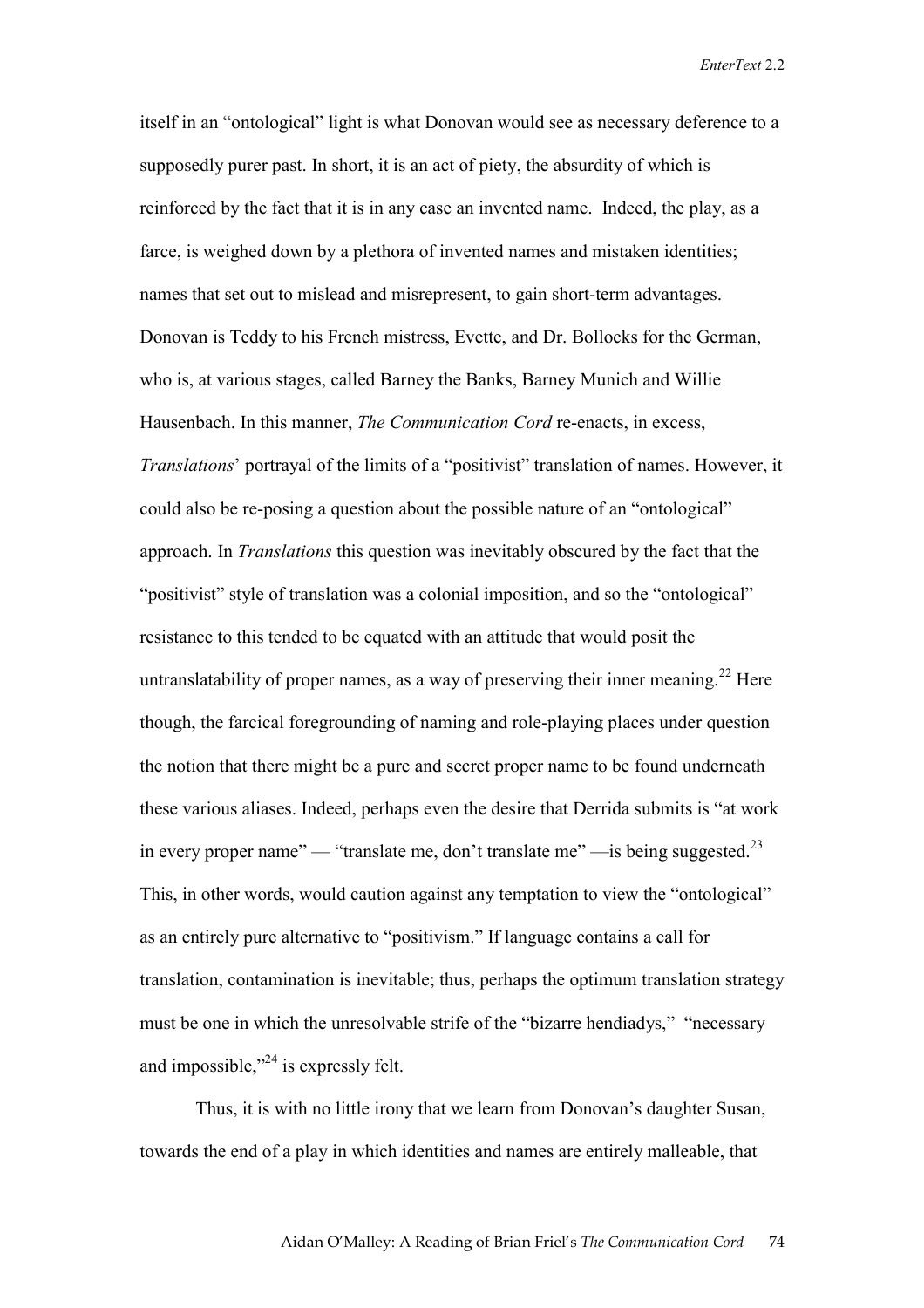itself in an "ontological" light is what Donovan would see as necessary deference to a supposedly purer past. In short, it is an act of piety, the absurdity of which is reinforced by the fact that it is in any case an invented name. Indeed, the play, as a farce, is weighed down by a plethora of invented names and mistaken identities; names that set out to mislead and misrepresent, to gain short-term advantages. Donovan is Teddy to his French mistress, Evette, and Dr. Bollocks for the German, who is, at various stages, called Barney the Banks, Barney Munich and Willie Hausenbach. In this manner, *The Communication Cord* re-enacts, in excess, *Translations*' portrayal of the limits of a "positivist" translation of names. However, it could also be re-posing a question about the possible nature of an "ontological" approach. In *Translations* this question was inevitably obscured by the fact that the "positivist" style of translation was a colonial imposition, and so the "ontological" resistance to this tended to be equated with an attitude that would posit the untranslatability of proper names, as a way of preserving their inner meaning.[22] Here though, the farcical foregrounding of naming and role-playing places under question the notion that there might be a pure and secret proper name to be found underneath these various aliases. Indeed, perhaps even the desire that Derrida submits is "at work in every proper name" — "translate me, don't translate me" —is being suggested.[23] This, in other words, would caution against any temptation to view the "ontological" as an entirely pure alternative to "positivism." If language contains a call for translation, contamination is inevitable; thus, perhaps the optimum translation strategy must be one in which the unresolvable strife of the "bizarre hendiadys," "necessary and impossible,"[24] is expressly felt.

Thus, it is with no little irony that we learn from Donovan's daughter Susan, towards the end of a play in which identities and names are entirely malleable, that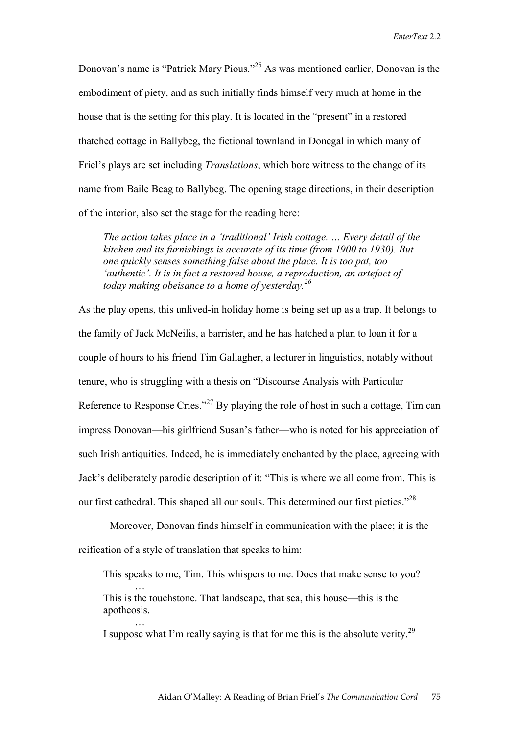Donovan's name is "Patrick Mary Pious."[25] As was mentioned earlier, Donovan is the embodiment of piety, and as such initially finds himself very much at home in the house that is the setting for this play. It is located in the "present" in a restored thatched cottage in Ballybeg, the fictional townland in Donegal in which many of Friel's plays are set including *Translations*, which bore witness to the change of its name from Baile Beag to Ballybeg. The opening stage directions, in their description of the interior, also set the stage for the reading here:

> *The action takes place in a 'traditional' Irish cottage. … Every detail of the kitchen and its furnishings is accurate of its time (from 1900 to 1930). But one quickly senses something false about the place. It is too pat, too 'authentic'. It is in fact a restored house, a reproduction, an artefact of today making obeisance to a home of yesterday.*[26]

As the play opens, this unlived-in holiday home is being set up as a trap. It belongs to the family of Jack McNeilis, a barrister, and he has hatched a plan to loan it for a couple of hours to his friend Tim Gallagher, a lecturer in linguistics, notably without tenure, who is struggling with a thesis on "Discourse Analysis with Particular Reference to Response Cries."[27] By playing the role of host in such a cottage, Tim can impress Donovan—his girlfriend Susan's father—who is noted for his appreciation of such Irish antiquities. Indeed, he is immediately enchanted by the place, agreeing with Jack's deliberately parodic description of it: "This is where we all come from. This is our first cathedral. This shaped all our souls. This determined our first pieties."[28]

Moreover, Donovan finds himself in communication with the place; it is the reification of a style of translation that speaks to him:

> This speaks to me, Tim. This whispers to me. Does that make sense to you?
> …
> This is the touchstone. That landscape, that sea, this house—this is the apotheosis.
> …
> I suppose what I'm really saying is that for me this is the absolute verity.[29]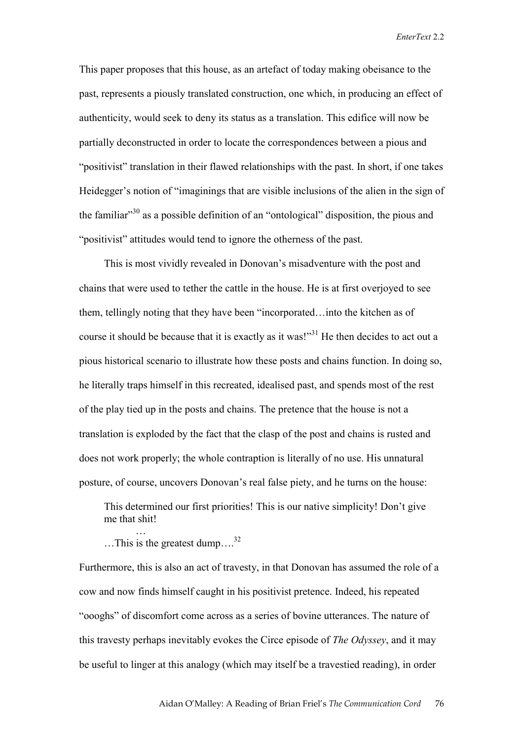This paper proposes that this house, as an artefact of today making obeisance to the past, represents a piously translated construction, one which, in producing an effect of authenticity, would seek to deny its status as a translation. This edifice will now be partially deconstructed in order to locate the correspondences between a pious and "positivist" translation in their flawed relationships with the past. In short, if one takes Heidegger's notion of "imaginings that are visible inclusions of the alien in the sign of the familiar"[30] as a possible definition of an "ontological" disposition, the pious and "positivist" attitudes would tend to ignore the otherness of the past.

This is most vividly revealed in Donovan's misadventure with the post and chains that were used to tether the cattle in the house. He is at first overjoyed to see them, tellingly noting that they have been "incorporated…into the kitchen as of course it should be because that it is exactly as it was!"[31] He then decides to act out a pious historical scenario to illustrate how these posts and chains function. In doing so, he literally traps himself in this recreated, idealised past, and spends most of the rest of the play tied up in the posts and chains. The pretence that the house is not a translation is exploded by the fact that the clasp of the post and chains is rusted and does not work properly; the whole contraption is literally of no use. His unnatural posture, of course, uncovers Donovan's real false piety, and he turns on the house:

> This determined our first priorities! This is our native simplicity! Don't give me that shit!
>
> …
>
> …This is the greatest dump….[32]

Furthermore, this is also an act of travesty, in that Donovan has assumed the role of a cow and now finds himself caught in his positivist pretence. Indeed, his repeated "oooghs" of discomfort come across as a series of bovine utterances. The nature of this travesty perhaps inevitably evokes the Circe episode of *The Odyssey*, and it may be useful to linger at this analogy (which may itself be a travestied reading), in order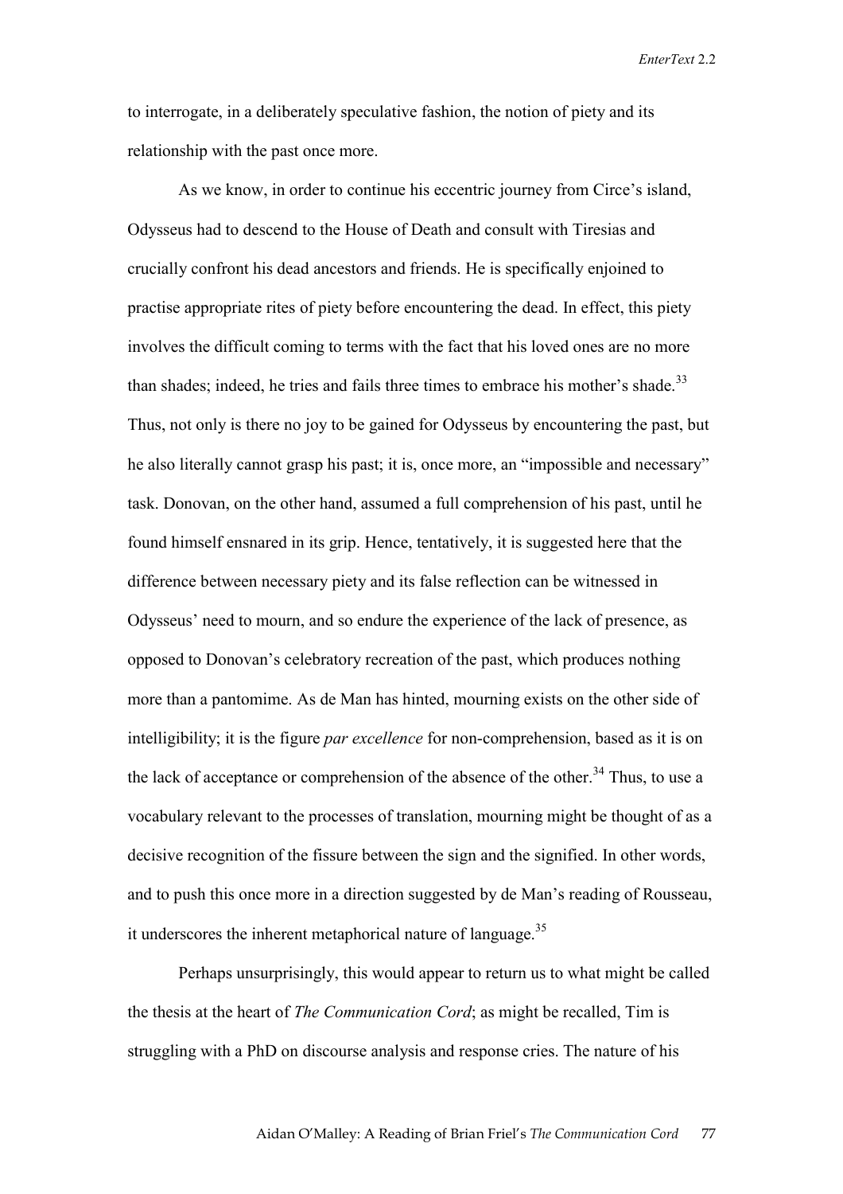to interrogate, in a deliberately speculative fashion, the notion of piety and its relationship with the past once more.

As we know, in order to continue his eccentric journey from Circe's island, Odysseus had to descend to the House of Death and consult with Tiresias and crucially confront his dead ancestors and friends. He is specifically enjoined to practise appropriate rites of piety before encountering the dead. In effect, this piety involves the difficult coming to terms with the fact that his loved ones are no more than shades; indeed, he tries and fails three times to embrace his mother's shade.[33] Thus, not only is there no joy to be gained for Odysseus by encountering the past, but he also literally cannot grasp his past; it is, once more, an "impossible and necessary" task. Donovan, on the other hand, assumed a full comprehension of his past, until he found himself ensnared in its grip. Hence, tentatively, it is suggested here that the difference between necessary piety and its false reflection can be witnessed in Odysseus' need to mourn, and so endure the experience of the lack of presence, as opposed to Donovan's celebratory recreation of the past, which produces nothing more than a pantomime. As de Man has hinted, mourning exists on the other side of intelligibility; it is the figure *par excellence* for non-comprehension, based as it is on the lack of acceptance or comprehension of the absence of the other.[34] Thus, to use a vocabulary relevant to the processes of translation, mourning might be thought of as a decisive recognition of the fissure between the sign and the signified. In other words, and to push this once more in a direction suggested by de Man's reading of Rousseau, it underscores the inherent metaphorical nature of language.[35]

Perhaps unsurprisingly, this would appear to return us to what might be called the thesis at the heart of *The Communication Cord*; as might be recalled, Tim is struggling with a PhD on discourse analysis and response cries. The nature of his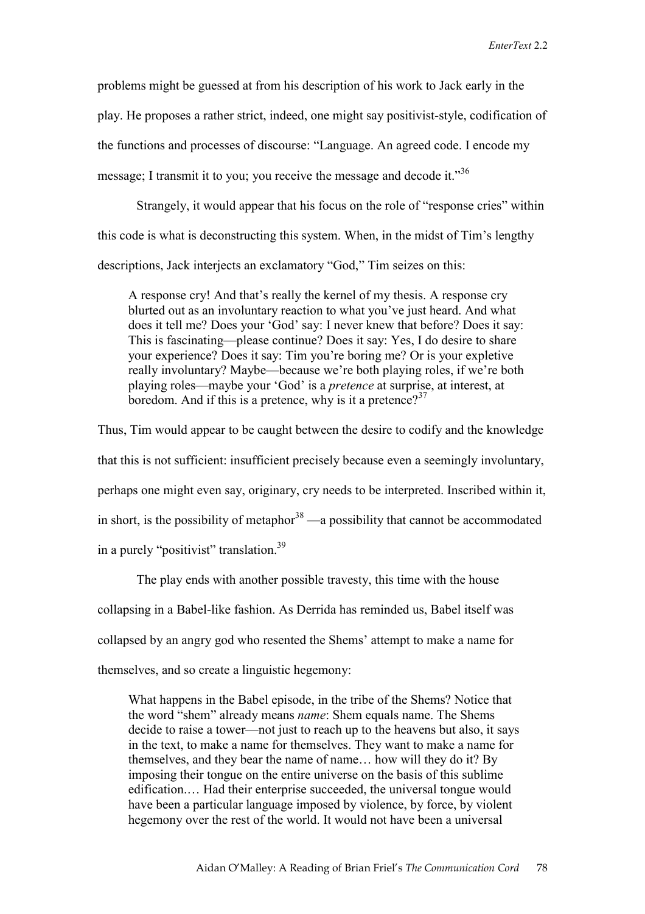problems might be guessed at from his description of his work to Jack early in the play. He proposes a rather strict, indeed, one might say positivist-style, codification of the functions and processes of discourse: "Language. An agreed code. I encode my message; I transmit it to you; you receive the message and decode it."[36]

Strangely, it would appear that his focus on the role of "response cries" within this code is what is deconstructing this system. When, in the midst of Tim's lengthy descriptions, Jack interjects an exclamatory "God," Tim seizes on this:

> A response cry! And that's really the kernel of my thesis. A response cry blurted out as an involuntary reaction to what you've just heard. And what does it tell me? Does your 'God' say: I never knew that before? Does it say: This is fascinating—please continue? Does it say: Yes, I do desire to share your experience? Does it say: Tim you're boring me? Or is your expletive really involuntary? Maybe—because we're both playing roles, if we're both playing roles—maybe your 'God' is a *pretence* at surprise, at interest, at boredom. And if this is a pretence, why is it a pretence?[37]

Thus, Tim would appear to be caught between the desire to codify and the knowledge that this is not sufficient: insufficient precisely because even a seemingly involuntary, perhaps one might even say, originary, cry needs to be interpreted. Inscribed within it, in short, is the possibility of metaphor[38] —a possibility that cannot be accommodated in a purely "positivist" translation.[39]

The play ends with another possible travesty, this time with the house collapsing in a Babel-like fashion. As Derrida has reminded us, Babel itself was collapsed by an angry god who resented the Shems' attempt to make a name for themselves, and so create a linguistic hegemony:

> What happens in the Babel episode, in the tribe of the Shems? Notice that the word "shem" already means *name*: Shem equals name. The Shems decide to raise a tower—not just to reach up to the heavens but also, it says in the text, to make a name for themselves. They want to make a name for themselves, and they bear the name of name… how will they do it? By imposing their tongue on the entire universe on the basis of this sublime edification.… Had their enterprise succeeded, the universal tongue would have been a particular language imposed by violence, by force, by violent hegemony over the rest of the world. It would not have been a universal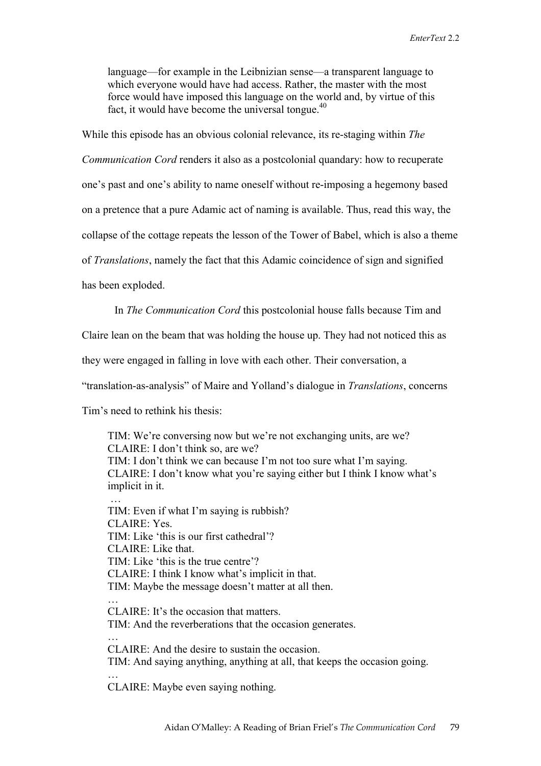> language—for example in the Leibnizian sense—a transparent language to which everyone would have had access. Rather, the master with the most force would have imposed this language on the world and, by virtue of this fact, it would have become the universal tongue.[40]

While this episode has an obvious colonial relevance, its re-staging within *The Communication Cord* renders it also as a postcolonial quandary: how to recuperate one's past and one's ability to name oneself without re-imposing a hegemony based on a pretence that a pure Adamic act of naming is available. Thus, read this way, the collapse of the cottage repeats the lesson of the Tower of Babel, which is also a theme of *Translations*, namely the fact that this Adamic coincidence of sign and signified has been exploded.

In *The Communication Cord* this postcolonial house falls because Tim and Claire lean on the beam that was holding the house up. They had not noticed this as they were engaged in falling in love with each other. Their conversation, a "translation-as-analysis" of Maire and Yolland's dialogue in *Translations*, concerns Tim's need to rethink his thesis:

> TIM: We're conversing now but we're not exchanging units, are we?
> CLAIRE: I don't think so, are we?
> TIM: I don't think we can because I'm not too sure what I'm saying.
> CLAIRE: I don't know what you're saying either but I think I know what's implicit in it.
> …
> TIM: Even if what I'm saying is rubbish?
> CLAIRE: Yes.
> TIM: Like 'this is our first cathedral'?
> CLAIRE: Like that.
> TIM: Like 'this is the true centre'?
> CLAIRE: I think I know what's implicit in that.
> TIM: Maybe the message doesn't matter at all then.
> …
> CLAIRE: It's the occasion that matters.
> TIM: And the reverberations that the occasion generates.
> …
> CLAIRE: And the desire to sustain the occasion.
> TIM: And saying anything, anything at all, that keeps the occasion going.
> …
> CLAIRE: Maybe even saying nothing.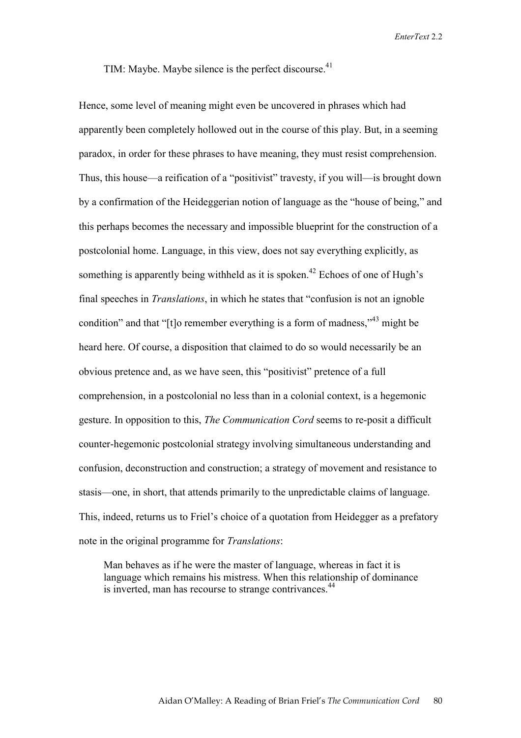TIM: Maybe. Maybe silence is the perfect discourse.[41]

Hence, some level of meaning might even be uncovered in phrases which had apparently been completely hollowed out in the course of this play. But, in a seeming paradox, in order for these phrases to have meaning, they must resist comprehension. Thus, this house—a reification of a "positivist" travesty, if you will—is brought down by a confirmation of the Heideggerian notion of language as the "house of being," and this perhaps becomes the necessary and impossible blueprint for the construction of a postcolonial home. Language, in this view, does not say everything explicitly, as something is apparently being withheld as it is spoken.[42] Echoes of one of Hugh's final speeches in *Translations*, in which he states that "confusion is not an ignoble condition" and that "[t]o remember everything is a form of madness,"[43] might be heard here. Of course, a disposition that claimed to do so would necessarily be an obvious pretence and, as we have seen, this "positivist" pretence of a full comprehension, in a postcolonial no less than in a colonial context, is a hegemonic gesture. In opposition to this, *The Communication Cord* seems to re-posit a difficult counter-hegemonic postcolonial strategy involving simultaneous understanding and confusion, deconstruction and construction; a strategy of movement and resistance to stasis—one, in short, that attends primarily to the unpredictable claims of language. This, indeed, returns us to Friel's choice of a quotation from Heidegger as a prefatory note in the original programme for *Translations*:

> Man behaves as if he were the master of language, whereas in fact it is language which remains his mistress. When this relationship of dominance is inverted, man has recourse to strange contrivances.[44]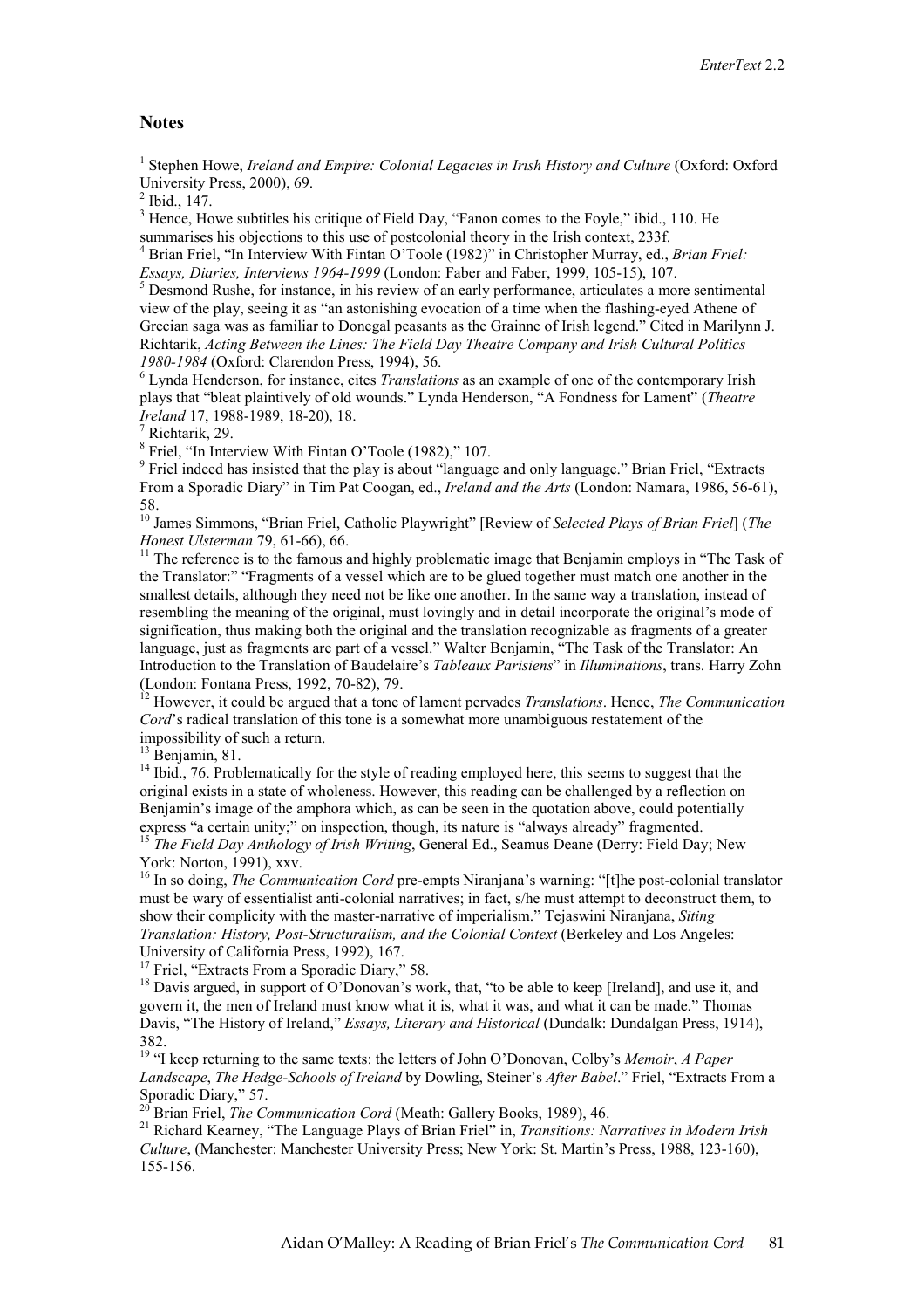## Notes

[1] Stephen Howe, *Ireland and Empire: Colonial Legacies in Irish History and Culture* (Oxford: Oxford University Press, 2000), 69.

[2] Ibid., 147.

[3] Hence, Howe subtitles his critique of Field Day, "Fanon comes to the Foyle," ibid., 110. He summarises his objections to this use of postcolonial theory in the Irish context, 233f.

[4] Brian Friel, "In Interview With Fintan O'Toole (1982)" in Christopher Murray, ed., *Brian Friel: Essays, Diaries, Interviews 1964-1999* (London: Faber and Faber, 1999, 105-15), 107.

[5] Desmond Rushe, for instance, in his review of an early performance, articulates a more sentimental view of the play, seeing it as "an astonishing evocation of a time when the flashing-eyed Athene of Grecian saga was as familiar to Donegal peasants as the Grainne of Irish legend." Cited in Marilynn J. Richtarik, *Acting Between the Lines: The Field Day Theatre Company and Irish Cultural Politics 1980-1984* (Oxford: Clarendon Press, 1994), 56.

[6] Lynda Henderson, for instance, cites *Translations* as an example of one of the contemporary Irish plays that "bleat plaintively of old wounds." Lynda Henderson, "A Fondness for Lament" (*Theatre Ireland* 17, 1988-1989, 18-20), 18.

[7] Richtarik, 29.

[8] Friel, "In Interview With Fintan O'Toole (1982)," 107.

[9] Friel indeed has insisted that the play is about "language and only language." Brian Friel, "Extracts From a Sporadic Diary" in Tim Pat Coogan, ed., *Ireland and the Arts* (London: Namara, 1986, 56-61), 58.

[10] James Simmons, "Brian Friel, Catholic Playwright" [Review of *Selected Plays of Brian Friel*] (*The Honest Ulsterman* 79, 61-66), 66.

[11] The reference is to the famous and highly problematic image that Benjamin employs in "The Task of the Translator:" "Fragments of a vessel which are to be glued together must match one another in the smallest details, although they need not be like one another. In the same way a translation, instead of resembling the meaning of the original, must lovingly and in detail incorporate the original's mode of signification, thus making both the original and the translation recognizable as fragments of a greater language, just as fragments are part of a vessel." Walter Benjamin, "The Task of the Translator: An Introduction to the Translation of Baudelaire's *Tableaux Parisiens*" in *Illuminations*, trans. Harry Zohn (London: Fontana Press, 1992, 70-82), 79.

[12] However, it could be argued that a tone of lament pervades *Translations*. Hence, *The Communication Cord*'s radical translation of this tone is a somewhat more unambiguous restatement of the impossibility of such a return.

[13] Benjamin, 81.

[14] Ibid., 76. Problematically for the style of reading employed here, this seems to suggest that the original exists in a state of wholeness. However, this reading can be challenged by a reflection on Benjamin's image of the amphora which, as can be seen in the quotation above, could potentially express "a certain unity;" on inspection, though, its nature is "always already" fragmented.

[15] *The Field Day Anthology of Irish Writing*, General Ed., Seamus Deane (Derry: Field Day; New York: Norton, 1991), xxv.

[16] In so doing, *The Communication Cord* pre-empts Niranjana's warning: "[t]he post-colonial translator must be wary of essentialist anti-colonial narratives; in fact, s/he must attempt to deconstruct them, to show their complicity with the master-narrative of imperialism." Tejaswini Niranjana, *Siting Translation: History, Post-Structuralism, and the Colonial Context* (Berkeley and Los Angeles: University of California Press, 1992), 167.

[17] Friel, "Extracts From a Sporadic Diary," 58.

[18] Davis argued, in support of O'Donovan's work, that, "to be able to keep [Ireland], and use it, and govern it, the men of Ireland must know what it is, what it was, and what it can be made." Thomas Davis, "The History of Ireland," *Essays, Literary and Historical* (Dundalk: Dundalgan Press, 1914), 382.

[19] "I keep returning to the same texts: the letters of John O'Donovan, Colby's *Memoir*, *A Paper Landscape*, *The Hedge-Schools of Ireland* by Dowling, Steiner's *After Babel*." Friel, "Extracts From a Sporadic Diary," 57.

[20] Brian Friel, *The Communication Cord* (Meath: Gallery Books, 1989), 46.

[21] Richard Kearney, "The Language Plays of Brian Friel" in, *Transitions: Narratives in Modern Irish Culture*, (Manchester: Manchester University Press; New York: St. Martin's Press, 1988, 123-160), 155-156.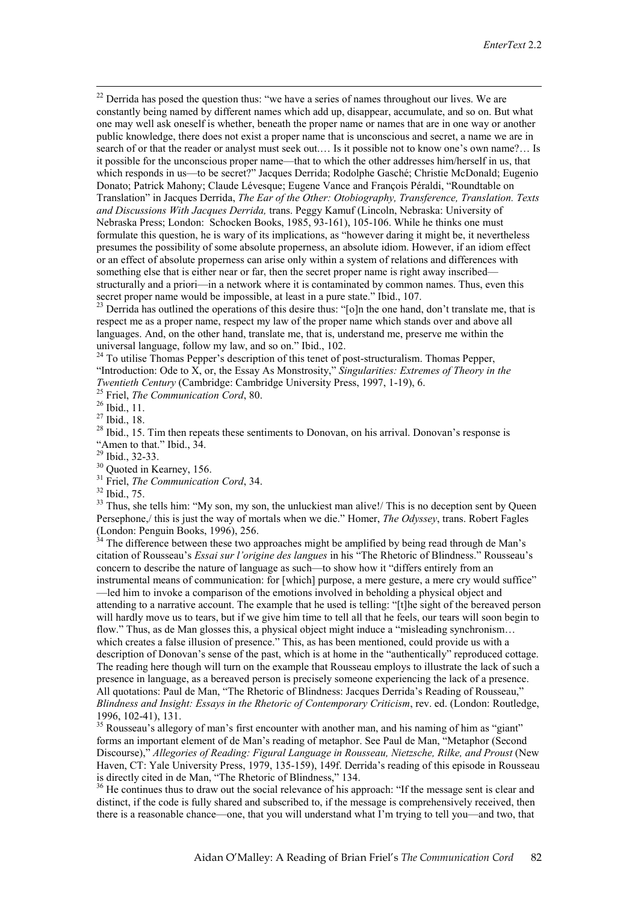[22] Derrida has posed the question thus: "we have a series of names throughout our lives. We are constantly being named by different names which add up, disappear, accumulate, and so on. But what one may well ask oneself is whether, beneath the proper name or names that are in one way or another public knowledge, there does not exist a proper name that is unconscious and secret, a name we are in search of or that the reader or analyst must seek out.… Is it possible not to know one's own name?… Is it possible for the unconscious proper name—that to which the other addresses him/herself in us, that which responds in us—to be secret?" Jacques Derrida; Rodolphe Gasché; Christie McDonald; Eugenio Donato; Patrick Mahony; Claude Lévesque; Eugene Vance and François Péraldi, "Roundtable on Translation" in Jacques Derrida, *The Ear of the Other: Otobiography, Transference, Translation. Texts and Discussions With Jacques Derrida,* trans. Peggy Kamuf (Lincoln, Nebraska: University of Nebraska Press; London: Schocken Books, 1985, 93-161), 105-106. While he thinks one must formulate this question, he is wary of its implications, as "however daring it might be, it nevertheless presumes the possibility of some absolute properness, an absolute idiom. However, if an idiom effect or an effect of absolute properness can arise only within a system of relations and differences with something else that is either near or far, then the secret proper name is right away inscribed—structurally and a priori—in a network where it is contaminated by common names. Thus, even this secret proper name would be impossible, at least in a pure state." Ibid., 107.

[23] Derrida has outlined the operations of this desire thus: "[o]n the one hand, don't translate me, that is respect me as a proper name, respect my law of the proper name which stands over and above all languages. And, on the other hand, translate me, that is, understand me, preserve me within the universal language, follow my law, and so on." Ibid., 102.

[24] To utilise Thomas Pepper's description of this tenet of post-structuralism. Thomas Pepper, "Introduction: Ode to X, or, the Essay As Monstrosity," *Singularities: Extremes of Theory in the Twentieth Century* (Cambridge: Cambridge University Press, 1997, 1-19), 6.

[25] Friel, *The Communication Cord*, 80.

[26] Ibid., 11.

[27] Ibid., 18.

[28] Ibid., 15. Tim then repeats these sentiments to Donovan, on his arrival. Donovan's response is "Amen to that." Ibid., 34.

[29] Ibid., 32-33.

[30] Quoted in Kearney, 156.

[31] Friel, *The Communication Cord*, 34.

[32] Ibid., 75.

[33] Thus, she tells him: "My son, my son, the unluckiest man alive!/ This is no deception sent by Queen Persephone,/ this is just the way of mortals when we die." Homer, *The Odyssey*, trans. Robert Fagles (London: Penguin Books, 1996), 256.

[34] The difference between these two approaches might be amplified by being read through de Man's citation of Rousseau's *Essai sur l'origine des langues* in his "The Rhetoric of Blindness." Rousseau's concern to describe the nature of language as such—to show how it "differs entirely from an instrumental means of communication: for [which] purpose, a mere gesture, a mere cry would suffice" —led him to invoke a comparison of the emotions involved in beholding a physical object and attending to a narrative account. The example that he used is telling: "[t]he sight of the bereaved person will hardly move us to tears, but if we give him time to tell all that he feels, our tears will soon begin to flow." Thus, as de Man glosses this, a physical object might induce a "misleading synchronism… which creates a false illusion of presence." This, as has been mentioned, could provide us with a description of Donovan's sense of the past, which is at home in the "authentically" reproduced cottage. The reading here though will turn on the example that Rousseau employs to illustrate the lack of such a presence in language, as a bereaved person is precisely someone experiencing the lack of a presence. All quotations: Paul de Man, "The Rhetoric of Blindness: Jacques Derrida's Reading of Rousseau," *Blindness and Insight: Essays in the Rhetoric of Contemporary Criticism*, rev. ed. (London: Routledge, 1996, 102-41), 131.

[35] Rousseau's allegory of man's first encounter with another man, and his naming of him as "giant" forms an important element of de Man's reading of metaphor. See Paul de Man, "Metaphor (Second Discourse)," *Allegories of Reading: Figural Language in Rousseau, Nietzsche, Rilke, and Proust* (New Haven, CT: Yale University Press, 1979, 135-159), 149f. Derrida's reading of this episode in Rousseau is directly cited in de Man, "The Rhetoric of Blindness," 134.

[36] He continues thus to draw out the social relevance of his approach: "If the message sent is clear and distinct, if the code is fully shared and subscribed to, if the message is comprehensively received, then there is a reasonable chance—one, that you will understand what I'm trying to tell you—and two, that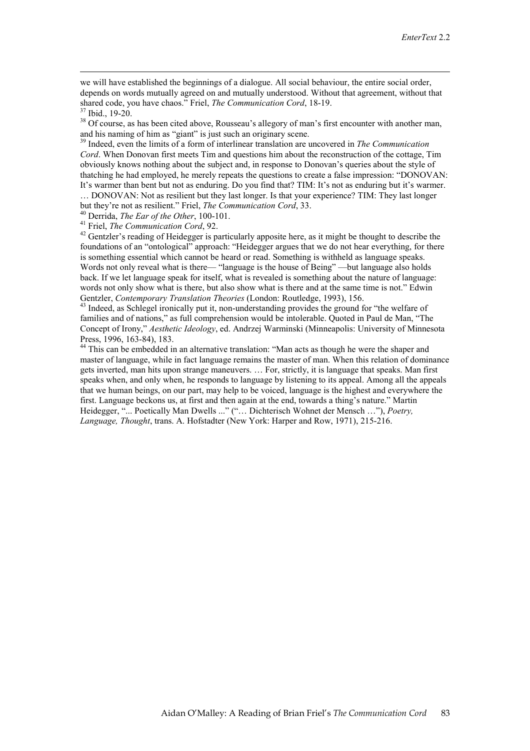we will have established the beginnings of a dialogue. All social behaviour, the entire social order, depends on words mutually agreed on and mutually understood. Without that agreement, without that shared code, you have chaos." Friel, *The Communication Cord*, 18-19.

[37] Ibid., 19-20.

[38] Of course, as has been cited above, Rousseau's allegory of man's first encounter with another man, and his naming of him as "giant" is just such an originary scene.

[39] Indeed, even the limits of a form of interlinear translation are uncovered in *The Communication Cord*. When Donovan first meets Tim and questions him about the reconstruction of the cottage, Tim obviously knows nothing about the subject and, in response to Donovan's queries about the style of thatching he had employed, he merely repeats the questions to create a false impression: "DONOVAN: It's warmer than bent but not as enduring. Do you find that? TIM: It's not as enduring but it's warmer. … DONOVAN: Not as resilient but they last longer. Is that your experience? TIM: They last longer but they're not as resilient." Friel, *The Communication Cord*, 33.

[40] Derrida, *The Ear of the Other*, 100-101.

[41] Friel, *The Communication Cord*, 92.

[42] Gentzler's reading of Heidegger is particularly apposite here, as it might be thought to describe the foundations of an "ontological" approach: "Heidegger argues that we do not hear everything, for there is something essential which cannot be heard or read. Something is withheld as language speaks. Words not only reveal what is there— "language is the house of Being" —but language also holds back. If we let language speak for itself, what is revealed is something about the nature of language: words not only show what is there, but also show what is there and at the same time is not." Edwin Gentzler, *Contemporary Translation Theories* (London: Routledge, 1993), 156.

[43] Indeed, as Schlegel ironically put it, non-understanding provides the ground for "the welfare of families and of nations," as full comprehension would be intolerable. Quoted in Paul de Man, "The Concept of Irony," *Aesthetic Ideology*, ed. Andrzej Warminski (Minneapolis: University of Minnesota Press, 1996, 163-84), 183.

[44] This can be embedded in an alternative translation: "Man acts as though he were the shaper and master of language, while in fact language remains the master of man. When this relation of dominance gets inverted, man hits upon strange maneuvers. … For, strictly, it is language that speaks. Man first speaks when, and only when, he responds to language by listening to its appeal. Among all the appeals that we human beings, on our part, may help to be voiced, language is the highest and everywhere the first. Language beckons us, at first and then again at the end, towards a thing's nature." Martin Heidegger, "... Poetically Man Dwells ..." ("… Dichterisch Wohnet der Mensch …"), *Poetry, Language, Thought*, trans. A. Hofstadter (New York: Harper and Row, 1971), 215-216.